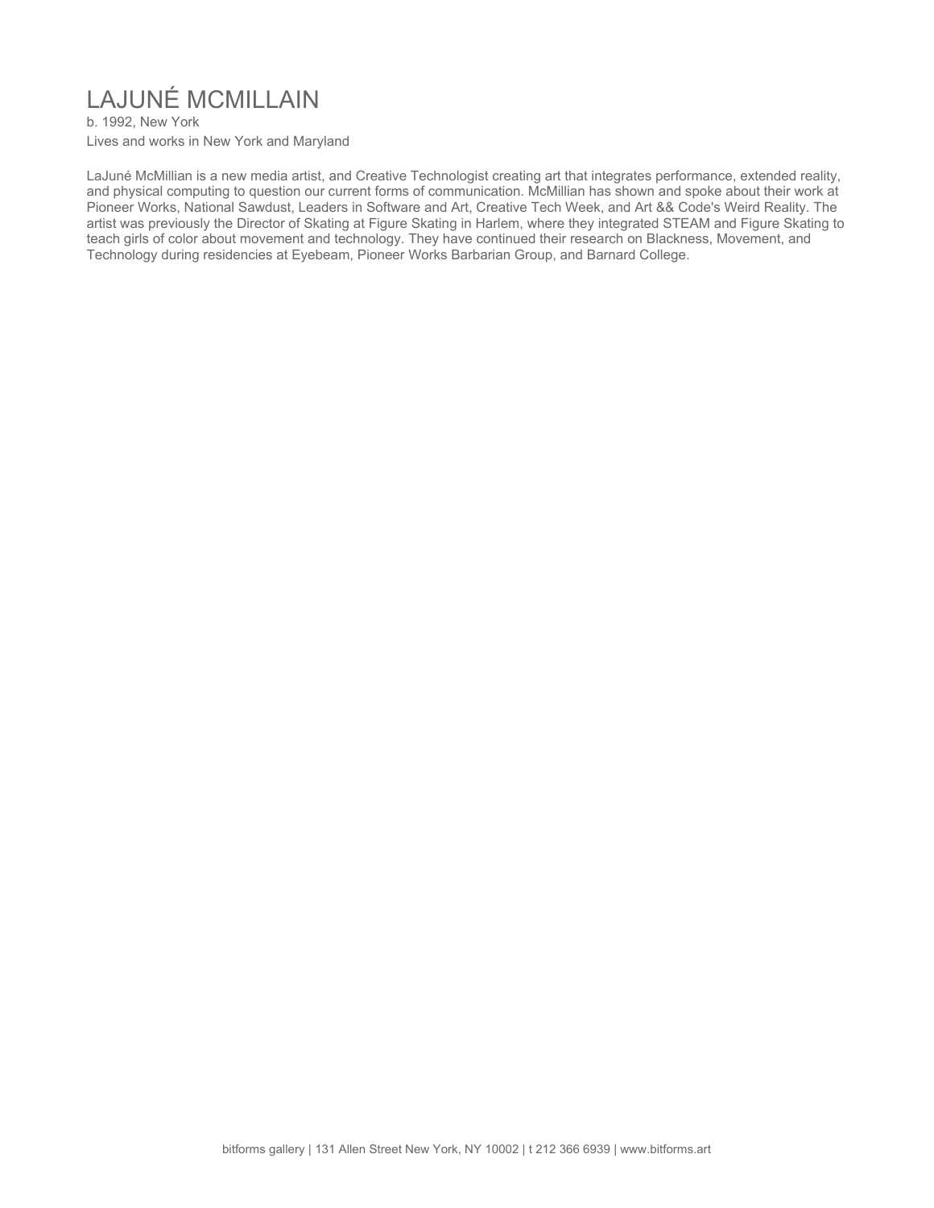# LAJUNÉ MCMILLAIN

b. 1992, New York
Lives and works in New York and Maryland

LaJuné McMillian is a new media artist, and Creative Technologist creating art that integrates performance, extended reality, and physical computing to question our current forms of communication. McMillian has shown and spoke about their work at Pioneer Works, National Sawdust, Leaders in Software and Art, Creative Tech Week, and Art && Code's Weird Reality. The artist was previously the Director of Skating at Figure Skating in Harlem, where they integrated STEAM and Figure Skating to teach girls of color about movement and technology. They have continued their research on Blackness, Movement, and Technology during residencies at Eyebeam, Pioneer Works Barbarian Group, and Barnard College.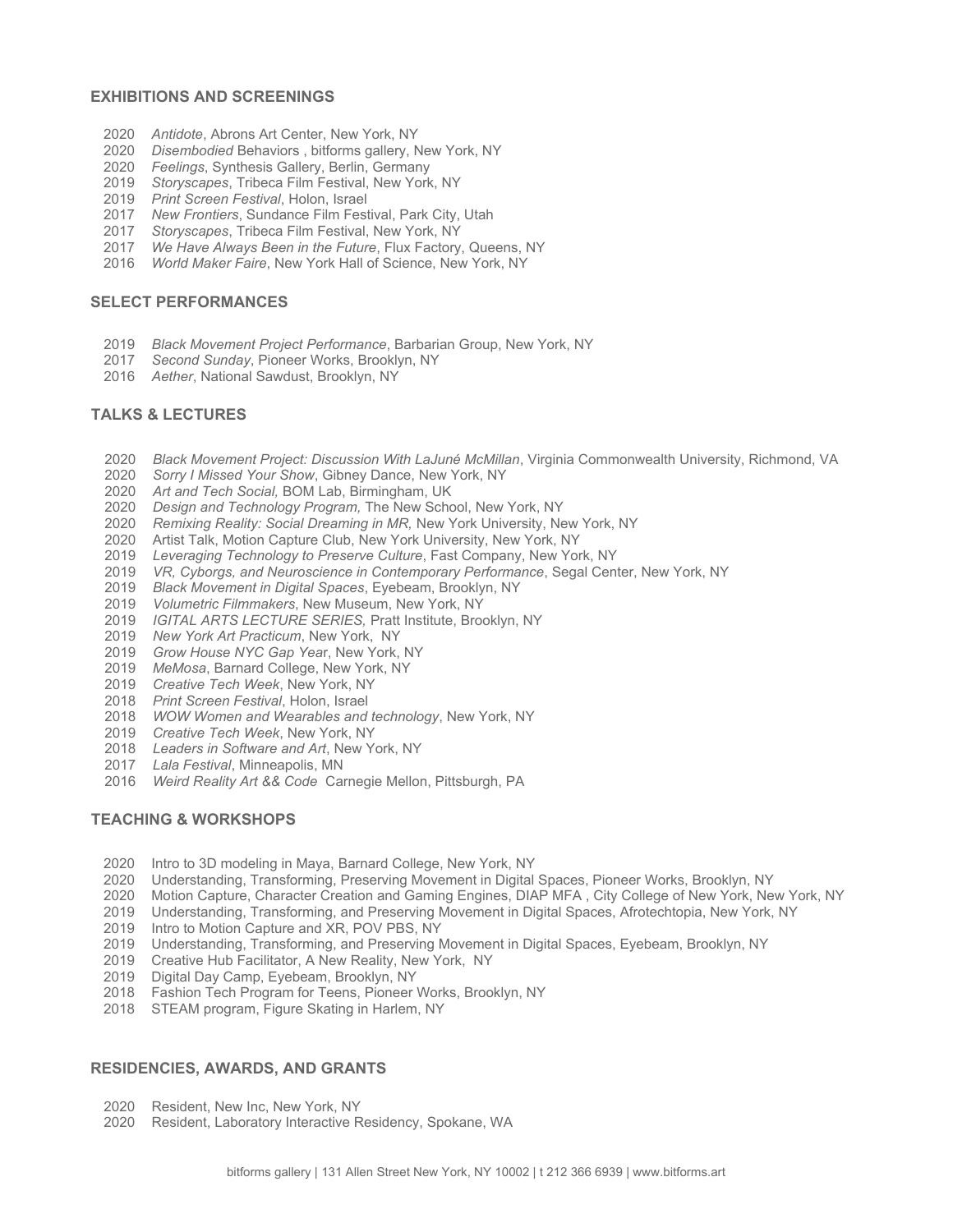## EXHIBITIONS AND SCREENINGS

- 2020 *Antidote*, Abrons Art Center, New York, NY
- 2020 *Disembodied* Behaviors , bitforms gallery, New York, NY
- 2020 *Feelings*, Synthesis Gallery, Berlin, Germany
- 2019 *Storyscapes*, Tribeca Film Festival, New York, NY
- 2019 *Print Screen Festival*, Holon, Israel
- 2017 *New Frontiers*, Sundance Film Festival, Park City, Utah
- 2017 *Storyscapes*, Tribeca Film Festival, New York, NY
- 2017 *We Have Always Been in the Future*, Flux Factory, Queens, NY
- 2016 *World Maker Faire*, New York Hall of Science, New York, NY

## SELECT PERFORMANCES

- 2019 *Black Movement Project Performance*, Barbarian Group, New York, NY
- 2017 *Second Sunday*, Pioneer Works, Brooklyn, NY
- 2016 *Aether*, National Sawdust, Brooklyn, NY

## TALKS & LECTURES

- 2020 *Black Movement Project: Discussion With LaJuné McMillan*, Virginia Commonwealth University, Richmond, VA
- 2020 *Sorry I Missed Your Show*, Gibney Dance, New York, NY
- 2020 *Art and Tech Social,* BOM Lab, Birmingham, UK
- 2020 *Design and Technology Program,* The New School, New York, NY
- 2020 *Remixing Reality: Social Dreaming in MR,* New York University, New York, NY
- 2020 Artist Talk, Motion Capture Club, New York University, New York, NY
- 2019 *Leveraging Technology to Preserve Culture*, Fast Company, New York, NY
- 2019 *VR, Cyborgs, and Neuroscience in Contemporary Performance*, Segal Center, New York, NY
- 2019 *Black Movement in Digital Spaces*, Eyebeam, Brooklyn, NY
- 2019 *Volumetric Filmmakers*, New Museum, New York, NY
- 2019 *IGITAL ARTS LECTURE SERIES,* Pratt Institute, Brooklyn, NY
- 2019 *New York Art Practicum*, New York, NY
- 2019 *Grow House NYC Gap Year*, New York, NY
- 2019 *MeMosa*, Barnard College, New York, NY
- 2019 *Creative Tech Week*, New York, NY
- 2018 *Print Screen Festival*, Holon, Israel
- 2018 *WOW Women and Wearables and technology*, New York, NY
- 2019 *Creative Tech Week*, New York, NY
- 2018 *Leaders in Software and Art*, New York, NY
- 2017 *Lala Festival*, Minneapolis, MN
- 2016 *Weird Reality Art && Code* Carnegie Mellon, Pittsburgh, PA

## TEACHING & WORKSHOPS

- 2020 Intro to 3D modeling in Maya, Barnard College, New York, NY
- 2020 Understanding, Transforming, Preserving Movement in Digital Spaces, Pioneer Works, Brooklyn, NY
- 2020 Motion Capture, Character Creation and Gaming Engines, DIAP MFA , City College of New York, New York, NY
- 2019 Understanding, Transforming, and Preserving Movement in Digital Spaces, Afrotechtopia, New York, NY
- 2019 Intro to Motion Capture and XR, POV PBS, NY
- 2019 Understanding, Transforming, and Preserving Movement in Digital Spaces, Eyebeam, Brooklyn, NY
- 2019 Creative Hub Facilitator, A New Reality, New York, NY
- 2019 Digital Day Camp, Eyebeam, Brooklyn, NY
- 2018 Fashion Tech Program for Teens, Pioneer Works, Brooklyn, NY
- 2018 STEAM program, Figure Skating in Harlem, NY

## RESIDENCIES, AWARDS, AND GRANTS

- 2020 Resident, New Inc, New York, NY
- 2020 Resident, Laboratory Interactive Residency, Spokane, WA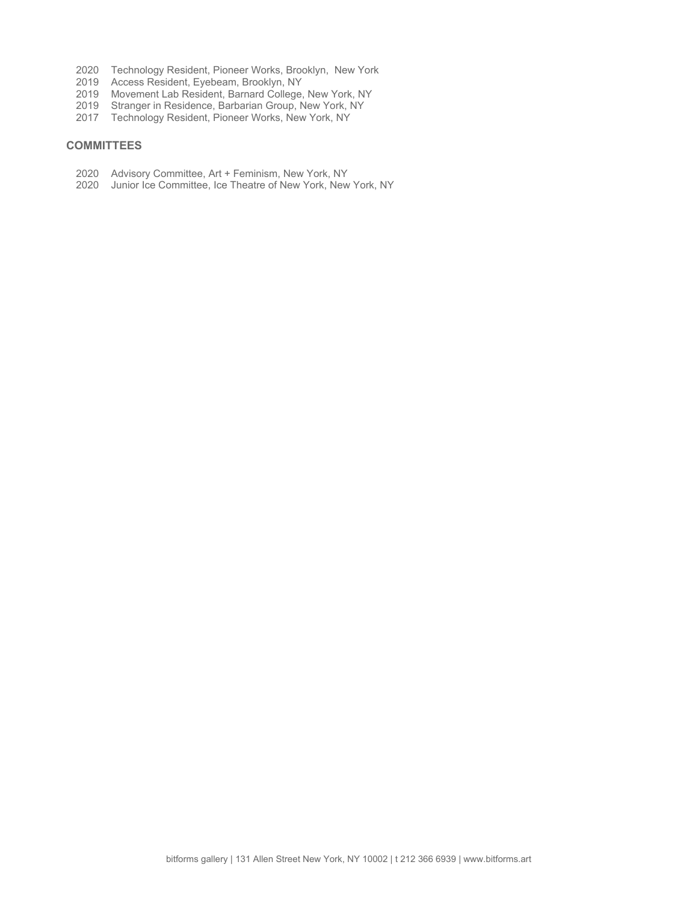2020 Technology Resident, Pioneer Works, Brooklyn, New York
2019 Access Resident, Eyebeam, Brooklyn, NY
2019 Movement Lab Resident, Barnard College, New York, NY
2019 Stranger in Residence, Barbarian Group, New York, NY
2017 Technology Resident, Pioneer Works, New York, NY

## COMMITTEES

2020 Advisory Committee, Art + Feminism, New York, NY
2020 Junior Ice Committee, Ice Theatre of New York, New York, NY